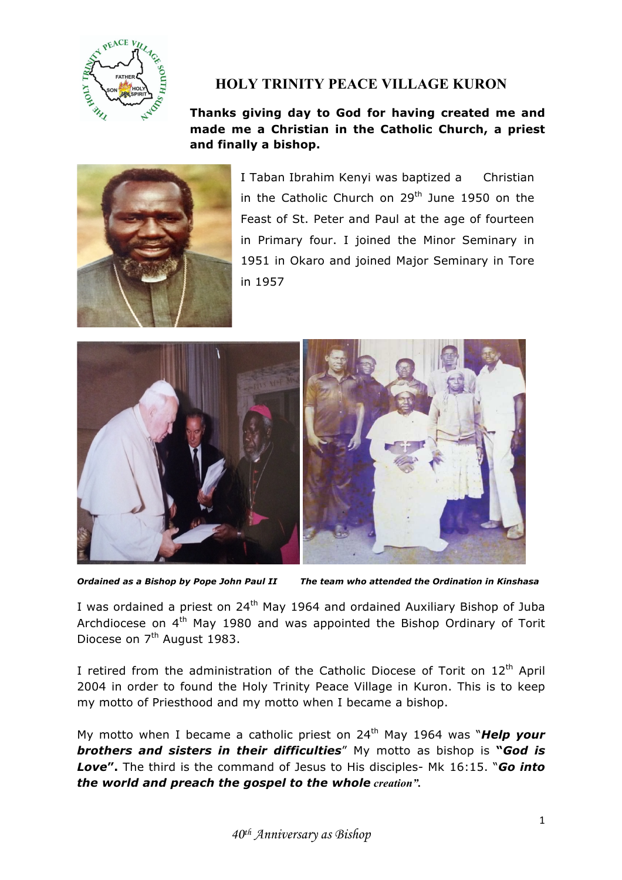# HOLY TRINITY PEACE VILLAGE KURON

**Thanks giving day to God for having created me and made me a Christian in the Catholic Church, a priest and finally a bishop.**

I Taban Ibrahim Kenyi was baptized a Christian in the Catholic Church on 29th June 1950 on the Feast of St. Peter and Paul at the age of fourteen in Primary four. I joined the Minor Seminary in 1951 in Okaro and joined Major Seminary in Tore in 1957

***Ordained as a Bishop by Pope John Paul II***

***The team who attended the Ordination in Kinshasa***

I was ordained a priest on 24th May 1964 and ordained Auxiliary Bishop of Juba Archdiocese on 4th May 1980 and was appointed the Bishop Ordinary of Torit Diocese on 7th August 1983.

I retired from the administration of the Catholic Diocese of Torit on 12th April 2004 in order to found the Holy Trinity Peace Village in Kuron. This is to keep my motto of Priesthood and my motto when I became a bishop.

My motto when I became a catholic priest on 24th May 1964 was "***Help your brothers and sisters in their difficulties***" My motto as bishop is **"*God is Love*".** The third is the command of Jesus to His disciples- Mk 16:15. "***Go into the world and preach the gospel to the whole creation".***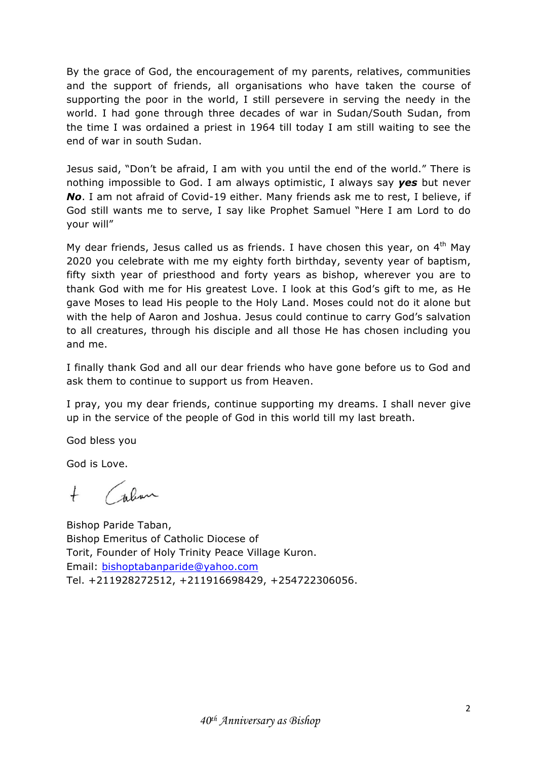By the grace of God, the encouragement of my parents, relatives, communities and the support of friends, all organisations who have taken the course of supporting the poor in the world, I still persevere in serving the needy in the world. I had gone through three decades of war in Sudan/South Sudan, from the time I was ordained a priest in 1964 till today I am still waiting to see the end of war in south Sudan.

Jesus said, "Don't be afraid, I am with you until the end of the world." There is nothing impossible to God. I am always optimistic, I always say ***yes*** but never ***No***. I am not afraid of Covid-19 either. Many friends ask me to rest, I believe, if God still wants me to serve, I say like Prophet Samuel "Here I am Lord to do your will"

My dear friends, Jesus called us as friends. I have chosen this year, on 4th May 2020 you celebrate with me my eighty forth birthday, seventy year of baptism, fifty sixth year of priesthood and forty years as bishop, wherever you are to thank God with me for His greatest Love. I look at this God's gift to me, as He gave Moses to lead His people to the Holy Land. Moses could not do it alone but with the help of Aaron and Joshua. Jesus could continue to carry God's salvation to all creatures, through his disciple and all those He has chosen including you and me.

I finally thank God and all our dear friends who have gone before us to God and ask them to continue to support us from Heaven.

I pray, you my dear friends, continue supporting my dreams. I shall never give up in the service of the people of God in this world till my last breath.

God bless you

God is Love.

+ Taban

Bishop Paride Taban,
Bishop Emeritus of Catholic Diocese of
Torit, Founder of Holy Trinity Peace Village Kuron.
Email: bishoptabanparide@yahoo.com
Tel. +211928272512, +211916698429, +254722306056.